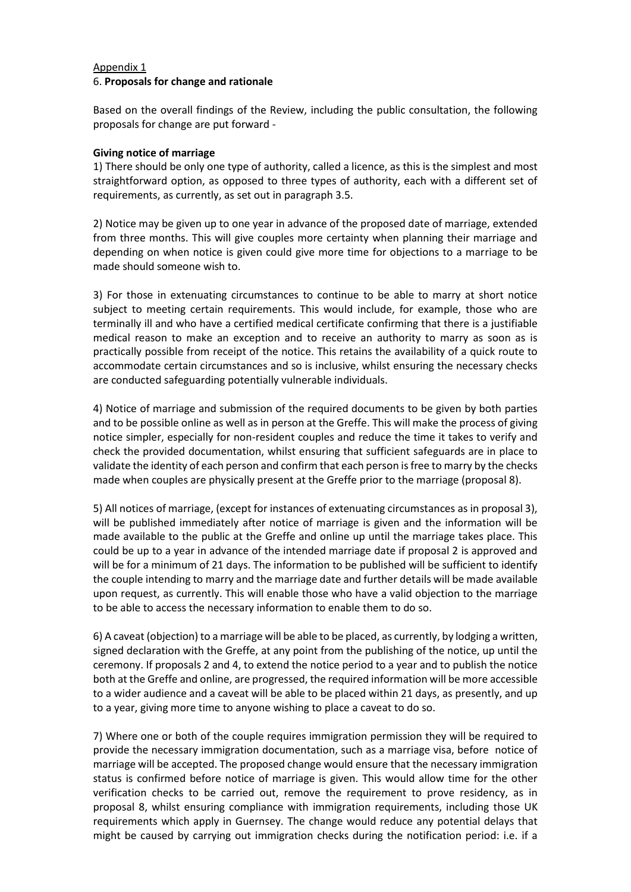Appendix 1

6. **Proposals for change and rationale**

Based on the overall findings of the Review, including the public consultation, the following proposals for change are put forward -

**Giving notice of marriage**

1) There should be only one type of authority, called a licence, as this is the simplest and most straightforward option, as opposed to three types of authority, each with a different set of requirements, as currently, as set out in paragraph 3.5.

2) Notice may be given up to one year in advance of the proposed date of marriage, extended from three months. This will give couples more certainty when planning their marriage and depending on when notice is given could give more time for objections to a marriage to be made should someone wish to.

3) For those in extenuating circumstances to continue to be able to marry at short notice subject to meeting certain requirements. This would include, for example, those who are terminally ill and who have a certified medical certificate confirming that there is a justifiable medical reason to make an exception and to receive an authority to marry as soon as is practically possible from receipt of the notice. This retains the availability of a quick route to accommodate certain circumstances and so is inclusive, whilst ensuring the necessary checks are conducted safeguarding potentially vulnerable individuals.

4) Notice of marriage and submission of the required documents to be given by both parties and to be possible online as well as in person at the Greffe. This will make the process of giving notice simpler, especially for non-resident couples and reduce the time it takes to verify and check the provided documentation, whilst ensuring that sufficient safeguards are in place to validate the identity of each person and confirm that each person is free to marry by the checks made when couples are physically present at the Greffe prior to the marriage (proposal 8).

5) All notices of marriage, (except for instances of extenuating circumstances as in proposal 3), will be published immediately after notice of marriage is given and the information will be made available to the public at the Greffe and online up until the marriage takes place. This could be up to a year in advance of the intended marriage date if proposal 2 is approved and will be for a minimum of 21 days. The information to be published will be sufficient to identify the couple intending to marry and the marriage date and further details will be made available upon request, as currently. This will enable those who have a valid objection to the marriage to be able to access the necessary information to enable them to do so.

6) A caveat (objection) to a marriage will be able to be placed, as currently, by lodging a written, signed declaration with the Greffe, at any point from the publishing of the notice, up until the ceremony. If proposals 2 and 4, to extend the notice period to a year and to publish the notice both at the Greffe and online, are progressed, the required information will be more accessible to a wider audience and a caveat will be able to be placed within 21 days, as presently, and up to a year, giving more time to anyone wishing to place a caveat to do so.

7) Where one or both of the couple requires immigration permission they will be required to provide the necessary immigration documentation, such as a marriage visa, before notice of marriage will be accepted. The proposed change would ensure that the necessary immigration status is confirmed before notice of marriage is given. This would allow time for the other verification checks to be carried out, remove the requirement to prove residency, as in proposal 8, whilst ensuring compliance with immigration requirements, including those UK requirements which apply in Guernsey. The change would reduce any potential delays that might be caused by carrying out immigration checks during the notification period: i.e. if a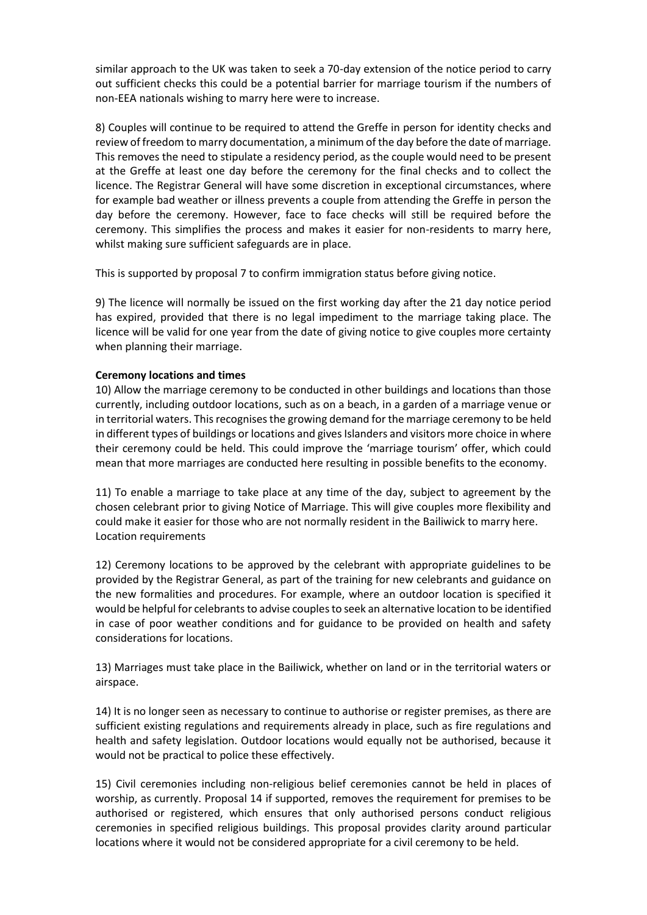similar approach to the UK was taken to seek a 70-day extension of the notice period to carry out sufficient checks this could be a potential barrier for marriage tourism if the numbers of non-EEA nationals wishing to marry here were to increase.

8) Couples will continue to be required to attend the Greffe in person for identity checks and review of freedom to marry documentation, a minimum of the day before the date of marriage. This removes the need to stipulate a residency period, as the couple would need to be present at the Greffe at least one day before the ceremony for the final checks and to collect the licence. The Registrar General will have some discretion in exceptional circumstances, where for example bad weather or illness prevents a couple from attending the Greffe in person the day before the ceremony. However, face to face checks will still be required before the ceremony. This simplifies the process and makes it easier for non-residents to marry here, whilst making sure sufficient safeguards are in place.

This is supported by proposal 7 to confirm immigration status before giving notice.

9) The licence will normally be issued on the first working day after the 21 day notice period has expired, provided that there is no legal impediment to the marriage taking place. The licence will be valid for one year from the date of giving notice to give couples more certainty when planning their marriage.

**Ceremony locations and times**

10) Allow the marriage ceremony to be conducted in other buildings and locations than those currently, including outdoor locations, such as on a beach, in a garden of a marriage venue or in territorial waters. This recognises the growing demand for the marriage ceremony to be held in different types of buildings or locations and gives Islanders and visitors more choice in where their ceremony could be held. This could improve the 'marriage tourism' offer, which could mean that more marriages are conducted here resulting in possible benefits to the economy.

11) To enable a marriage to take place at any time of the day, subject to agreement by the chosen celebrant prior to giving Notice of Marriage. This will give couples more flexibility and could make it easier for those who are not normally resident in the Bailiwick to marry here.

Location requirements

12) Ceremony locations to be approved by the celebrant with appropriate guidelines to be provided by the Registrar General, as part of the training for new celebrants and guidance on the new formalities and procedures. For example, where an outdoor location is specified it would be helpful for celebrants to advise couples to seek an alternative location to be identified in case of poor weather conditions and for guidance to be provided on health and safety considerations for locations.

13) Marriages must take place in the Bailiwick, whether on land or in the territorial waters or airspace.

14) It is no longer seen as necessary to continue to authorise or register premises, as there are sufficient existing regulations and requirements already in place, such as fire regulations and health and safety legislation. Outdoor locations would equally not be authorised, because it would not be practical to police these effectively.

15) Civil ceremonies including non-religious belief ceremonies cannot be held in places of worship, as currently. Proposal 14 if supported, removes the requirement for premises to be authorised or registered, which ensures that only authorised persons conduct religious ceremonies in specified religious buildings. This proposal provides clarity around particular locations where it would not be considered appropriate for a civil ceremony to be held.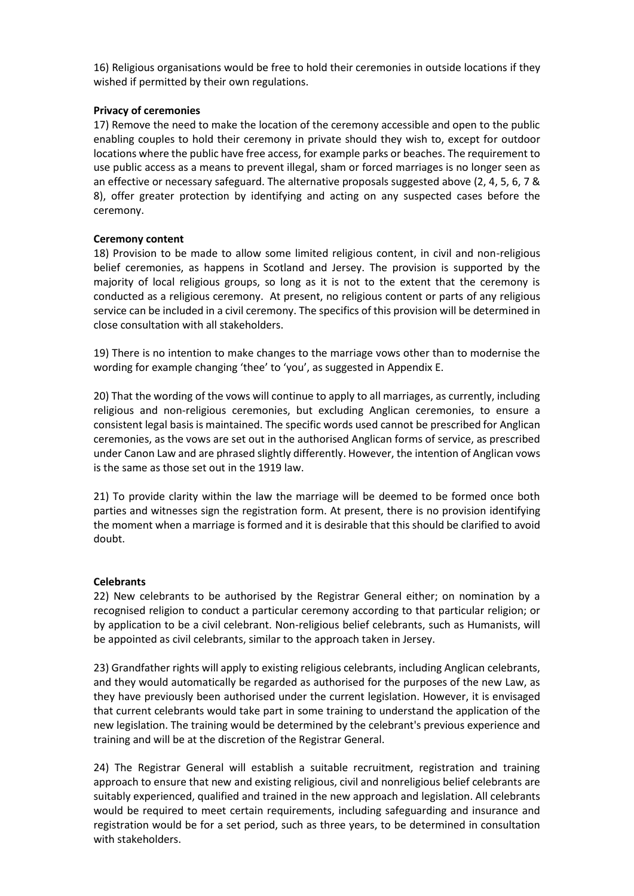16) Religious organisations would be free to hold their ceremonies in outside locations if they wished if permitted by their own regulations.

**Privacy of ceremonies**

17) Remove the need to make the location of the ceremony accessible and open to the public enabling couples to hold their ceremony in private should they wish to, except for outdoor locations where the public have free access, for example parks or beaches. The requirement to use public access as a means to prevent illegal, sham or forced marriages is no longer seen as an effective or necessary safeguard. The alternative proposals suggested above (2, 4, 5, 6, 7 & 8), offer greater protection by identifying and acting on any suspected cases before the ceremony.

**Ceremony content**

18) Provision to be made to allow some limited religious content, in civil and non-religious belief ceremonies, as happens in Scotland and Jersey. The provision is supported by the majority of local religious groups, so long as it is not to the extent that the ceremony is conducted as a religious ceremony. At present, no religious content or parts of any religious service can be included in a civil ceremony. The specifics of this provision will be determined in close consultation with all stakeholders.

19) There is no intention to make changes to the marriage vows other than to modernise the wording for example changing 'thee' to 'you', as suggested in Appendix E.

20) That the wording of the vows will continue to apply to all marriages, as currently, including religious and non-religious ceremonies, but excluding Anglican ceremonies, to ensure a consistent legal basis is maintained. The specific words used cannot be prescribed for Anglican ceremonies, as the vows are set out in the authorised Anglican forms of service, as prescribed under Canon Law and are phrased slightly differently. However, the intention of Anglican vows is the same as those set out in the 1919 law.

21) To provide clarity within the law the marriage will be deemed to be formed once both parties and witnesses sign the registration form. At present, there is no provision identifying the moment when a marriage is formed and it is desirable that this should be clarified to avoid doubt.

**Celebrants**

22) New celebrants to be authorised by the Registrar General either; on nomination by a recognised religion to conduct a particular ceremony according to that particular religion; or by application to be a civil celebrant. Non-religious belief celebrants, such as Humanists, will be appointed as civil celebrants, similar to the approach taken in Jersey.

23) Grandfather rights will apply to existing religious celebrants, including Anglican celebrants, and they would automatically be regarded as authorised for the purposes of the new Law, as they have previously been authorised under the current legislation. However, it is envisaged that current celebrants would take part in some training to understand the application of the new legislation. The training would be determined by the celebrant's previous experience and training and will be at the discretion of the Registrar General.

24) The Registrar General will establish a suitable recruitment, registration and training approach to ensure that new and existing religious, civil and nonreligious belief celebrants are suitably experienced, qualified and trained in the new approach and legislation. All celebrants would be required to meet certain requirements, including safeguarding and insurance and registration would be for a set period, such as three years, to be determined in consultation with stakeholders.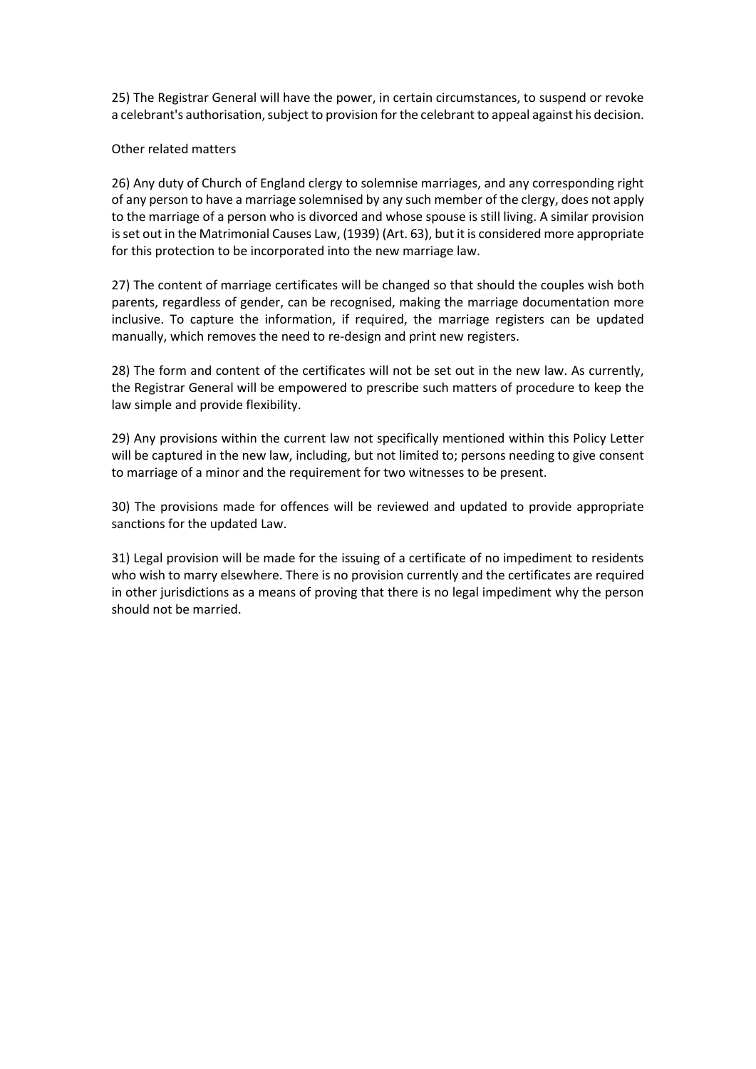25) The Registrar General will have the power, in certain circumstances, to suspend or revoke a celebrant's authorisation, subject to provision for the celebrant to appeal against his decision.

Other related matters

26) Any duty of Church of England clergy to solemnise marriages, and any corresponding right of any person to have a marriage solemnised by any such member of the clergy, does not apply to the marriage of a person who is divorced and whose spouse is still living. A similar provision is set out in the Matrimonial Causes Law, (1939) (Art. 63), but it is considered more appropriate for this protection to be incorporated into the new marriage law.

27) The content of marriage certificates will be changed so that should the couples wish both parents, regardless of gender, can be recognised, making the marriage documentation more inclusive. To capture the information, if required, the marriage registers can be updated manually, which removes the need to re-design and print new registers.

28) The form and content of the certificates will not be set out in the new law. As currently, the Registrar General will be empowered to prescribe such matters of procedure to keep the law simple and provide flexibility.

29) Any provisions within the current law not specifically mentioned within this Policy Letter will be captured in the new law, including, but not limited to; persons needing to give consent to marriage of a minor and the requirement for two witnesses to be present.

30) The provisions made for offences will be reviewed and updated to provide appropriate sanctions for the updated Law.

31) Legal provision will be made for the issuing of a certificate of no impediment to residents who wish to marry elsewhere. There is no provision currently and the certificates are required in other jurisdictions as a means of proving that there is no legal impediment why the person should not be married.